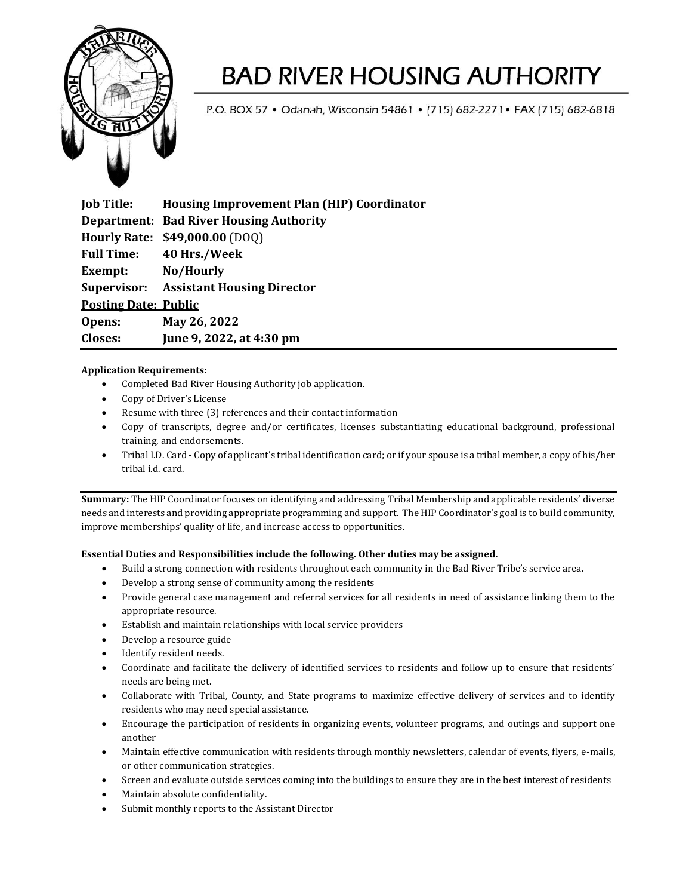# BAD RIVER HOUSING AUTHORITY

P.O. BOX 57 • Odanah, Wisconsin 54861 • (715) 682-2271 • FAX (715) 682-6818

| | |
|---|---|
| **Job Title:** | **Housing Improvement Plan (HIP) Coordinator** |
| **Department:** | **Bad River Housing Authority** |
| **Hourly Rate:** | **$49,000.00** (DOQ) |
| **Full Time:** | **40 Hrs./Week** |
| **Exempt:** | **No/Hourly** |
| **Supervisor:** | **Assistant Housing Director** |
| **Posting Date:** | **Public** |
| **Opens:** | **May 26, 2022** |
| **Closes:** | **June 9, 2022, at 4:30 pm** |

**Application Requirements:**

- Completed Bad River Housing Authority job application.
- Copy of Driver's License
- Resume with three (3) references and their contact information
- Copy of transcripts, degree and/or certificates, licenses substantiating educational background, professional training, and endorsements.
- Tribal I.D. Card - Copy of applicant's tribal identification card; or if your spouse is a tribal member, a copy of his/her tribal i.d. card.

**Summary:** The HIP Coordinator focuses on identifying and addressing Tribal Membership and applicable residents' diverse needs and interests and providing appropriate programming and support. The HIP Coordinator's goal is to build community, improve memberships' quality of life, and increase access to opportunities.

**Essential Duties and Responsibilities include the following. Other duties may be assigned.**

- Build a strong connection with residents throughout each community in the Bad River Tribe's service area.
- Develop a strong sense of community among the residents
- Provide general case management and referral services for all residents in need of assistance linking them to the appropriate resource.
- Establish and maintain relationships with local service providers
- Develop a resource guide
- Identify resident needs.
- Coordinate and facilitate the delivery of identified services to residents and follow up to ensure that residents' needs are being met.
- Collaborate with Tribal, County, and State programs to maximize effective delivery of services and to identify residents who may need special assistance.
- Encourage the participation of residents in organizing events, volunteer programs, and outings and support one another
- Maintain effective communication with residents through monthly newsletters, calendar of events, flyers, e-mails, or other communication strategies.
- Screen and evaluate outside services coming into the buildings to ensure they are in the best interest of residents
- Maintain absolute confidentiality.
- Submit monthly reports to the Assistant Director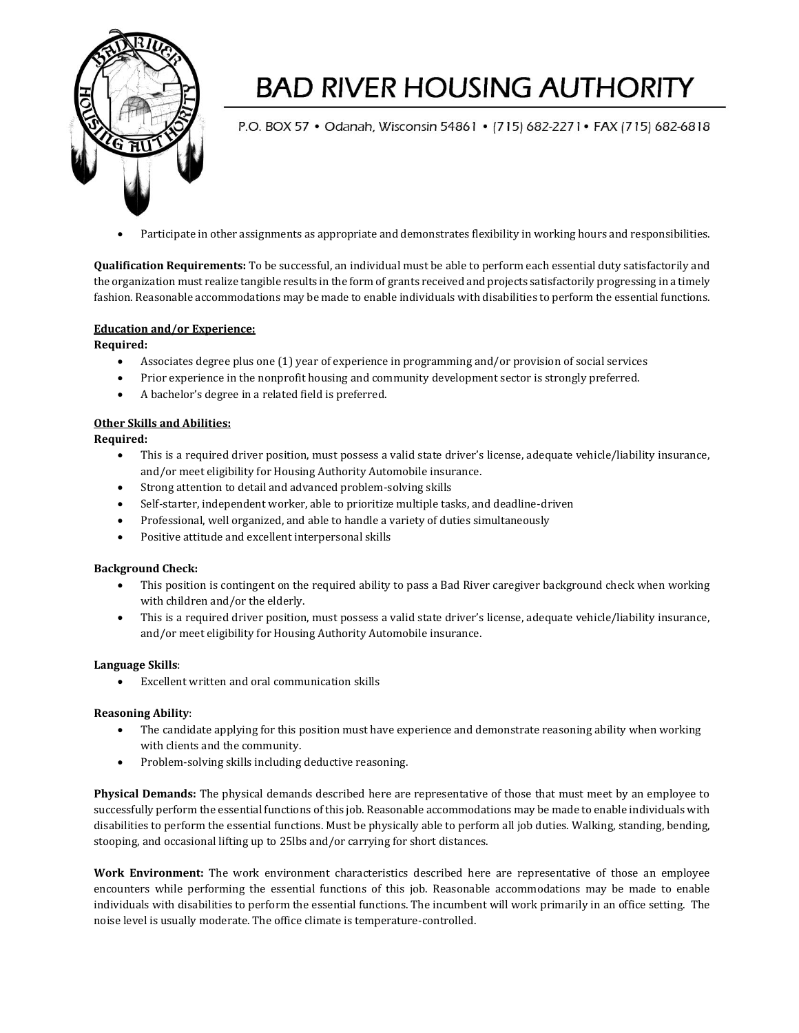- Participate in other assignments as appropriate and demonstrates flexibility in working hours and responsibilities.

**Qualification Requirements:** To be successful, an individual must be able to perform each essential duty satisfactorily and the organization must realize tangible results in the form of grants received and projects satisfactorily progressing in a timely fashion. Reasonable accommodations may be made to enable individuals with disabilities to perform the essential functions.

**Education and/or Experience:**
**Required:**

- Associates degree plus one (1) year of experience in programming and/or provision of social services
- Prior experience in the nonprofit housing and community development sector is strongly preferred.
- A bachelor's degree in a related field is preferred.

**Other Skills and Abilities:**
**Required:**

- This is a required driver position, must possess a valid state driver's license, adequate vehicle/liability insurance, and/or meet eligibility for Housing Authority Automobile insurance.
- Strong attention to detail and advanced problem-solving skills
- Self-starter, independent worker, able to prioritize multiple tasks, and deadline-driven
- Professional, well organized, and able to handle a variety of duties simultaneously
- Positive attitude and excellent interpersonal skills

**Background Check:**

- This position is contingent on the required ability to pass a Bad River caregiver background check when working with children and/or the elderly.
- This is a required driver position, must possess a valid state driver's license, adequate vehicle/liability insurance, and/or meet eligibility for Housing Authority Automobile insurance.

**Language Skills**:

- Excellent written and oral communication skills

**Reasoning Ability**:

- The candidate applying for this position must have experience and demonstrate reasoning ability when working with clients and the community.
- Problem-solving skills including deductive reasoning.

**Physical Demands:** The physical demands described here are representative of those that must meet by an employee to successfully perform the essential functions of this job. Reasonable accommodations may be made to enable individuals with disabilities to perform the essential functions. Must be physically able to perform all job duties. Walking, standing, bending, stooping, and occasional lifting up to 25lbs and/or carrying for short distances.

**Work Environment:** The work environment characteristics described here are representative of those an employee encounters while performing the essential functions of this job. Reasonable accommodations may be made to enable individuals with disabilities to perform the essential functions. The incumbent will work primarily in an office setting. The noise level is usually moderate. The office climate is temperature-controlled.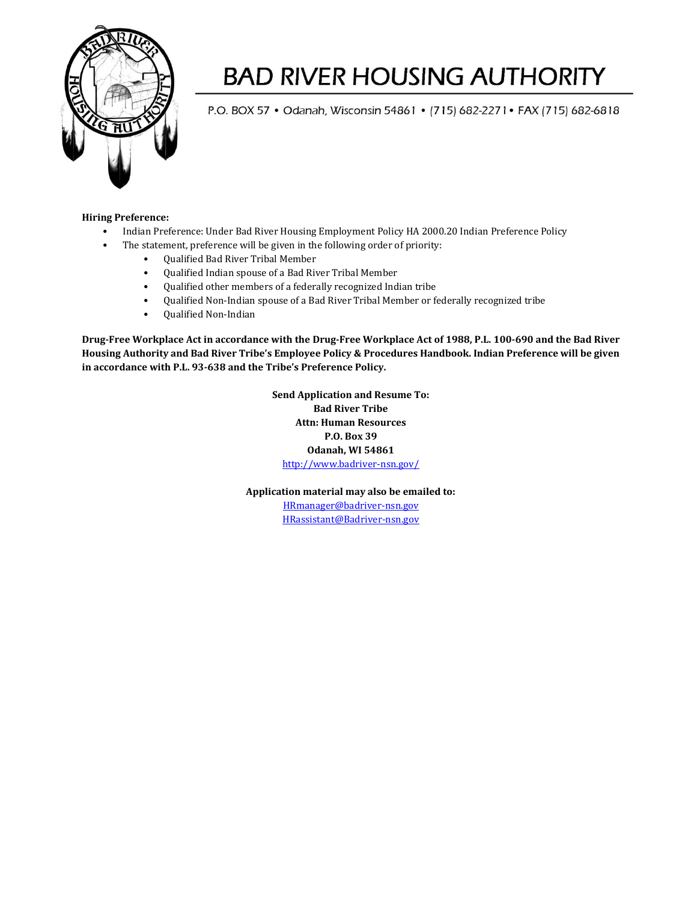# BAD RIVER HOUSING AUTHORITY

P.O. BOX 57 • Odanah, Wisconsin 54861 • (715) 682-2271 • FAX (715) 682-6818

**Hiring Preference:**

- Indian Preference: Under Bad River Housing Employment Policy HA 2000.20 Indian Preference Policy
- The statement, preference will be given in the following order of priority:
    - Qualified Bad River Tribal Member
    - Qualified Indian spouse of a Bad River Tribal Member
    - Qualified other members of a federally recognized Indian tribe
    - Qualified Non-Indian spouse of a Bad River Tribal Member or federally recognized tribe
    - Qualified Non-Indian

**Drug-Free Workplace Act in accordance with the Drug-Free Workplace Act of 1988, P.L. 100-690 and the Bad River Housing Authority and Bad River Tribe's Employee Policy & Procedures Handbook. Indian Preference will be given in accordance with P.L. 93-638 and the Tribe's Preference Policy.**

**Send Application and Resume To:**
**Bad River Tribe**
**Attn: Human Resources**
**P.O. Box 39**
**Odanah, WI 54861**
http://www.badriver-nsn.gov/

**Application material may also be emailed to:**
HRmanager@badriver-nsn.gov
HRassistant@Badriver-nsn.gov